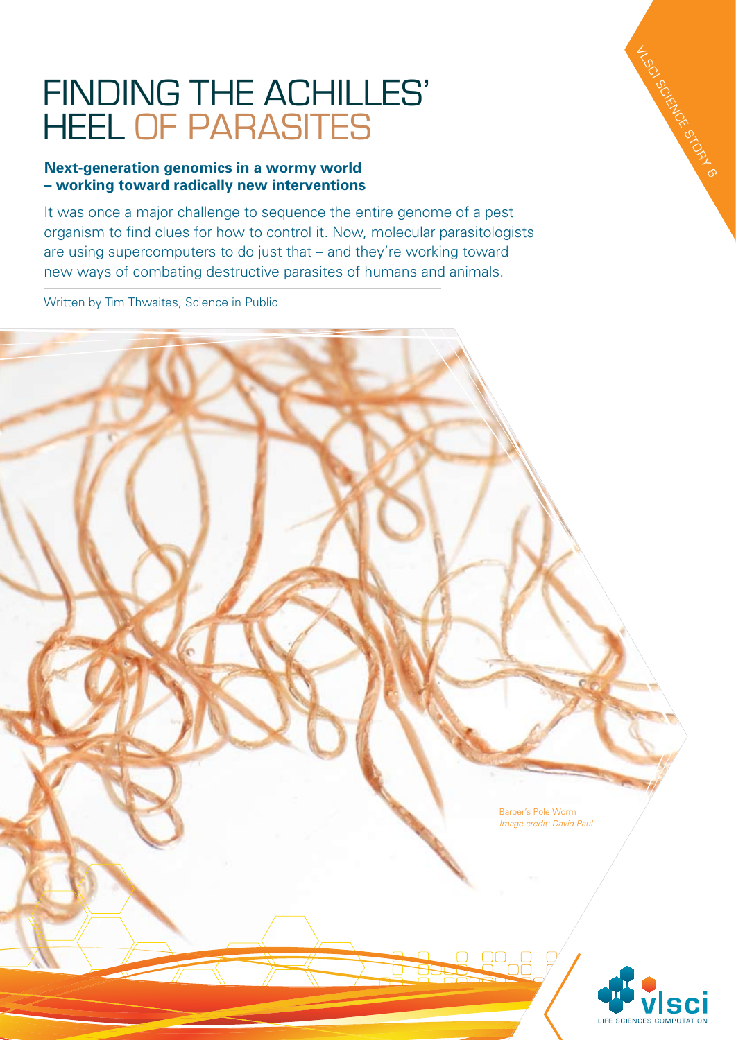# FINDING THE ACHILLES' HEEL OF PARASITES

VLSCI SCIENCE STORY 6

**Next-generation genomics in a wormy world – working toward radically new interventions**

It was once a major challenge to sequence the entire genome of a pest organism to find clues for how to control it. Now, molecular parasitologists are using supercomputers to do just that – and they're working toward new ways of combating destructive parasites of humans and animals.

Written by Tim Thwaites, Science in Public

Barber's Pole Worm
*Image credit: David Paul*

vlsci
LIFE SCIENCES COMPUTATION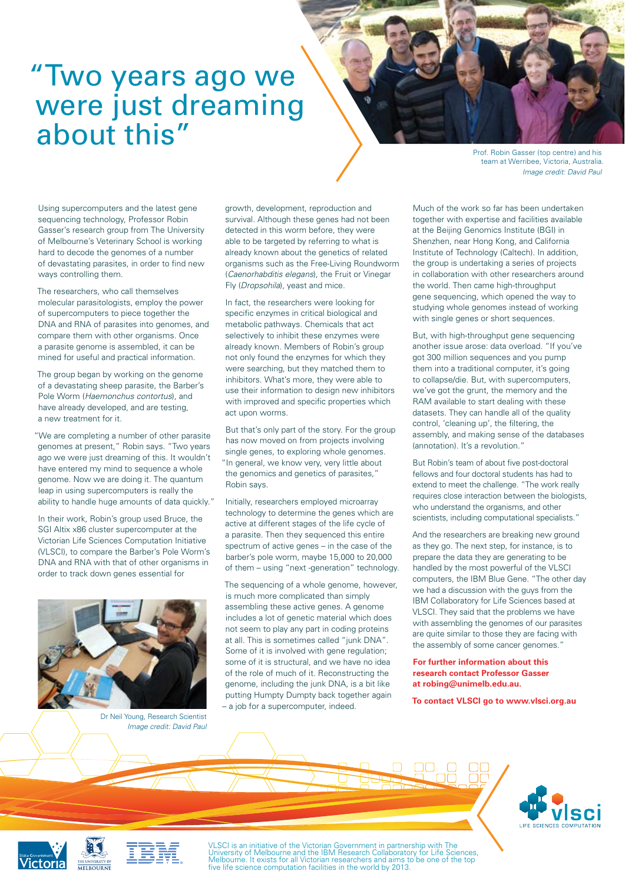# "Two years ago we were just dreaming about this"

Prof. Robin Gasser (top centre) and his team at Werribee, Victoria, Australia.
*Image credit: David Paul*

Using supercomputers and the latest gene sequencing technology, Professor Robin Gasser's research group from The University of Melbourne's Veterinary School is working hard to decode the genomes of a number of devastating parasites, in order to find new ways controlling them.

The researchers, who call themselves molecular parasitologists, employ the power of supercomputers to piece together the DNA and RNA of parasites into genomes, and compare them with other organisms. Once a parasite genome is assembled, it can be mined for useful and practical information.

The group began by working on the genome of a devastating sheep parasite, the Barber's Pole Worm (*Haemonchus contortus*), and have already developed, and are testing, a new treatment for it.

"We are completing a number of other parasite genomes at present," Robin says. "Two years ago we were just dreaming of this. It wouldn't have entered my mind to sequence a whole genome. Now we are doing it. The quantum leap in using supercomputers is really the ability to handle huge amounts of data quickly."

In their work, Robin's group used Bruce, the SGI Altix x86 cluster supercomputer at the Victorian Life Sciences Computation Initiative (VLSCI), to compare the Barber's Pole Worm's DNA and RNA with that of other organisms in order to track down genes essential for growth, development, reproduction and survival. Although these genes had not been detected in this worm before, they were able to be targeted by referring to what is already known about the genetics of related organisms such as the Free-Living Roundworm (*Caenorhabditis elegans*), the Fruit or Vinegar Fly (*Dropsohila*), yeast and mice.

In fact, the researchers were looking for specific enzymes in critical biological and metabolic pathways. Chemicals that act selectively to inhibit these enzymes were already known. Members of Robin's group not only found the enzymes for which they were searching, but they matched them to inhibitors. What's more, they were able to use their information to design new inhibitors with improved and specific properties which act upon worms.

But that's only part of the story. For the group has now moved on from projects involving single genes, to exploring whole genomes. "In general, we know very, very little about the genomics and genetics of parasites," Robin says.

Initially, researchers employed microarray technology to determine the genes which are active at different stages of the life cycle of a parasite. Then they sequenced this entire spectrum of active genes – in the case of the barber's pole worm, maybe 15,000 to 20,000 of them – using "next -generation" technology.

The sequencing of a whole genome, however, is much more complicated than simply assembling these active genes. A genome includes a lot of genetic material which does not seem to play any part in coding proteins at all. This is sometimes called "junk DNA". Some of it is involved with gene regulation; some of it is structural, and we have no idea of the role of much of it. Reconstructing the genome, including the junk DNA, is a bit like putting Humpty Dumpty back together again – a job for a supercomputer, indeed.

Dr Neil Young, Research Scientist
*Image credit: David Paul*

Much of the work so far has been undertaken together with expertise and facilities available at the Beijing Genomics Institute (BGI) in Shenzhen, near Hong Kong, and California Institute of Technology (Caltech). In addition, the group is undertaking a series of projects in collaboration with other researchers around the world. Then came high-throughput gene sequencing, which opened the way to studying whole genomes instead of working with single genes or short sequences.

But, with high-throughput gene sequencing another issue arose: data overload. "If you've got 300 million sequences and you pump them into a traditional computer, it's going to collapse/die. But, with supercomputers, we've got the grunt, the memory and the RAM available to start dealing with these datasets. They can handle all of the quality control, 'cleaning up', the filtering, the assembly, and making sense of the databases (annotation). It's a revolution."

But Robin's team of about five post-doctoral fellows and four doctoral students has had to extend to meet the challenge. "The work really requires close interaction between the biologists, who understand the organisms, and other scientists, including computational specialists."

And the researchers are breaking new ground as they go. The next step, for instance, is to prepare the data they are generating to be handled by the most powerful of the VLSCI computers, the IBM Blue Gene. "The other day we had a discussion with the guys from the IBM Collaboratory for Life Sciences based at VLSCI. They said that the problems we have with assembling the genomes of our parasites are quite similar to those they are facing with the assembly of some cancer genomes."

**For further information about this research contact Professor Gasser at robing@unimelb.edu.au.**

**To contact VLSCI go to www.vlsci.org.au**

VLSCI is an initiative of the Victorian Government in partnership with The University of Melbourne and the IBM Research Collaboratory for Life Sciences, Melbourne. It exists for all Victorian researchers and aims to be one of the top five life science computation facilities in the world by 2013.